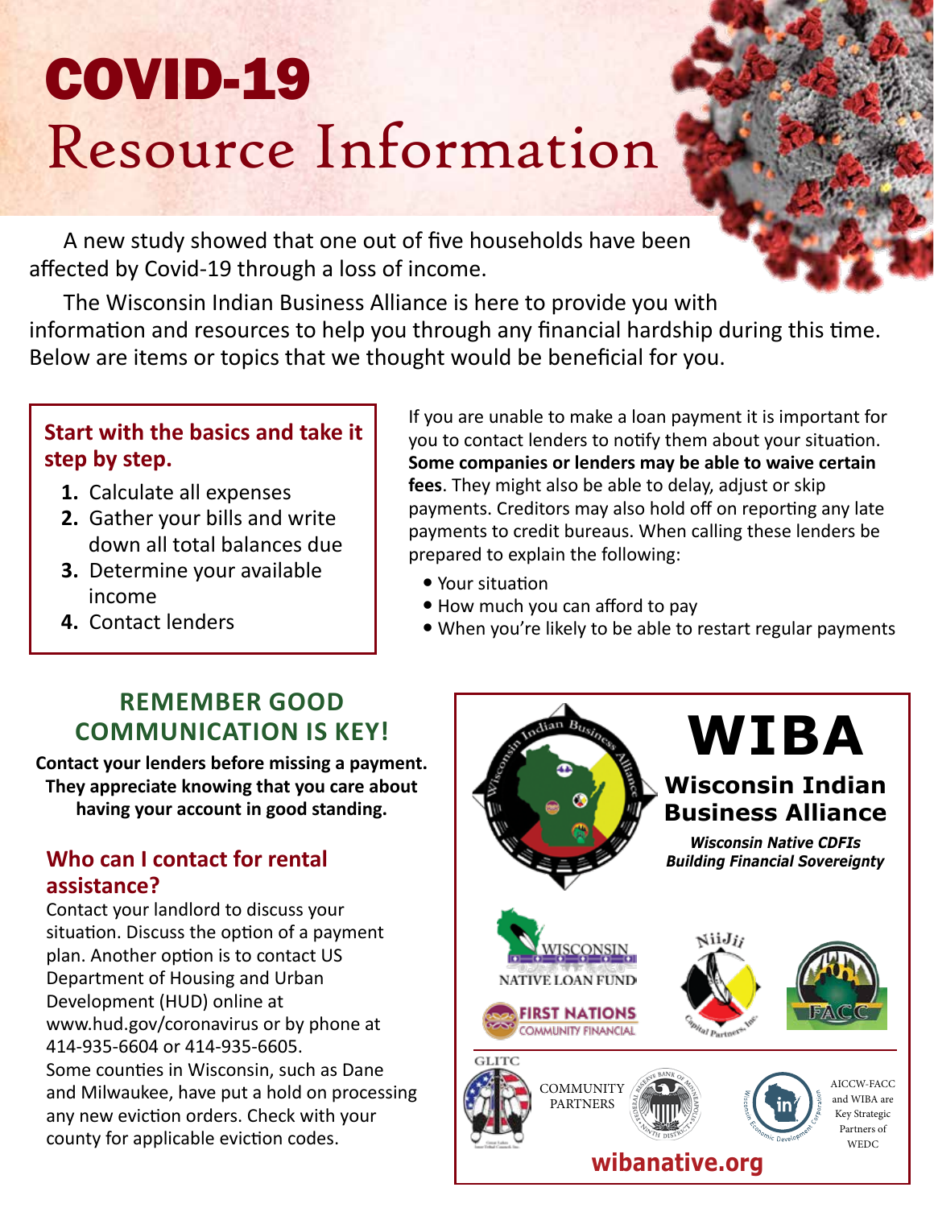# COVID-19 Resource Information

A new study showed that one out of five households have been affected by Covid-19 through a loss of income.

The Wisconsin Indian Business Alliance is here to provide you with information and resources to help you through any financial hardship during this time. Below are items or topics that we thought would be beneficial for you.

**Start with the basics and take it step by step.**

1. Calculate all expenses
2. Gather your bills and write down all total balances due
3. Determine your available income
4. Contact lenders

If you are unable to make a loan payment it is important for you to contact lenders to notify them about your situation. **Some companies or lenders may be able to waive certain fees**. They might also be able to delay, adjust or skip payments. Creditors may also hold off on reporting any late payments to credit bureaus. When calling these lenders be prepared to explain the following:

- Your situation
- How much you can afford to pay
- When you're likely to be able to restart regular payments

## REMEMBER GOOD COMMUNICATION IS KEY!

**Contact your lenders before missing a payment. They appreciate knowing that you care about having your account in good standing.**

### Who can I contact for rental assistance?

Contact your landlord to discuss your situation. Discuss the option of a payment plan. Another option is to contact US Department of Housing and Urban Development (HUD) online at www.hud.gov/coronavirus or by phone at 414-935-6604 or 414-935-6605.

Some counties in Wisconsin, such as Dane and Milwaukee, have put a hold on processing any new eviction orders. Check with your county for applicable eviction codes.

**WIBA**

**Wisconsin Indian Business Alliance**

***Wisconsin Native CDFIs Building Financial Sovereignty***

WISCONSIN NATIVE LOAN FUND

FIRST NATIONS COMMUNITY FINANCIAL

NiiJii Capital Partners, Inc.

FACC

GLITC

COMMUNITY PARTNERS

AICCW-FACC and WIBA are Key Strategic Partners of WEDC

**wibanative.org**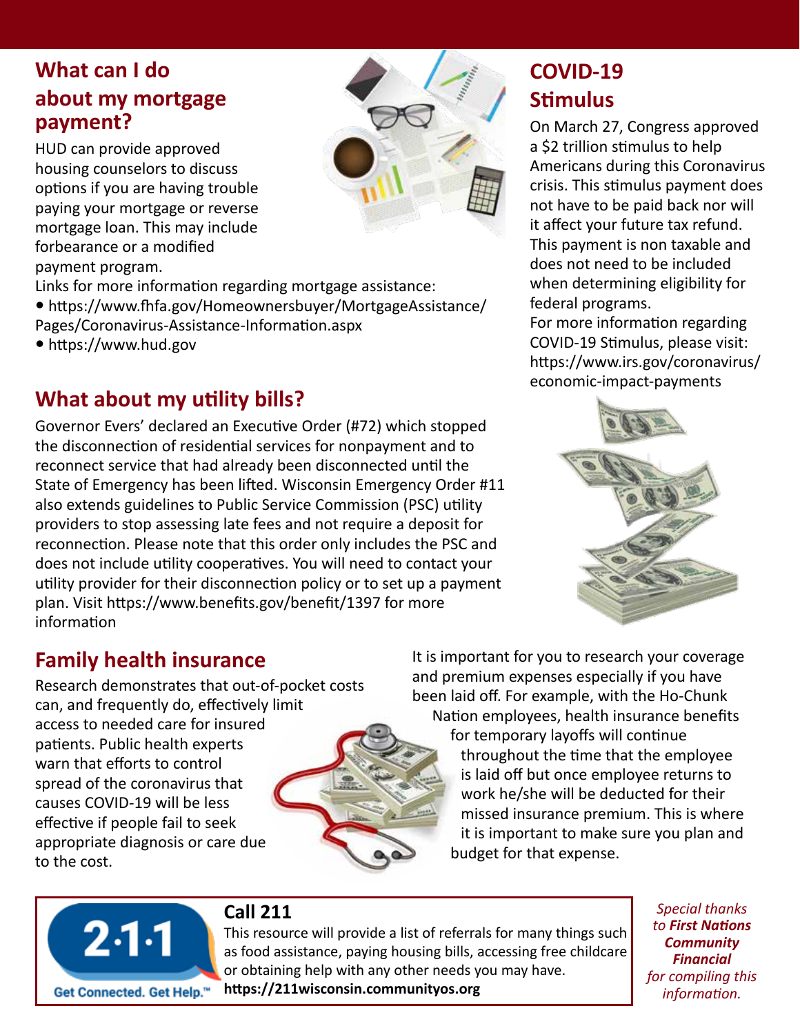## What can I do about my mortgage payment?

HUD can provide approved housing counselors to discuss options if you are having trouble paying your mortgage or reverse mortgage loan. This may include forbearance or a modified payment program.

Links for more information regarding mortgage assistance:

- https://www.fhfa.gov/Homeownersbuyer/MortgageAssistance/Pages/Coronavirus-Assistance-Information.aspx
- https://www.hud.gov

## What about my utility bills?

Governor Evers' declared an Executive Order (#72) which stopped the disconnection of residential services for nonpayment and to reconnect service that had already been disconnected until the State of Emergency has been lifted. Wisconsin Emergency Order #11 also extends guidelines to Public Service Commission (PSC) utility providers to stop assessing late fees and not require a deposit for reconnection. Please note that this order only includes the PSC and does not include utility cooperatives. You will need to contact your utility provider for their disconnection policy or to set up a payment plan. Visit https://www.benefits.gov/benefit/1397 for more information

## COVID-19 Stimulus

On March 27, Congress approved a $2 trillion stimulus to help Americans during this Coronavirus crisis. This stimulus payment does not have to be paid back nor will it affect your future tax refund. This payment is non taxable and does not need to be included when determining eligibility for federal programs.

For more information regarding COVID-19 Stimulus, please visit: https://www.irs.gov/coronavirus/economic-impact-payments

## Family health insurance

Research demonstrates that out-of-pocket costs can, and frequently do, effectively limit access to needed care for insured patients. Public health experts warn that efforts to control spread of the coronavirus that causes COVID-19 will be less effective if people fail to seek appropriate diagnosis or care due to the cost.

It is important for you to research your coverage and premium expenses especially if you have been laid off. For example, with the Ho-Chunk Nation employees, health insurance benefits for temporary layoffs will continue throughout the time that the employee is laid off but once employee returns to work he/she will be deducted for their missed insurance premium. This is where it is important to make sure you plan and budget for that expense.

### Call 211

2·1·1 Get Connected. Get Help.™

This resource will provide a list of referrals for many things such as food assistance, paying housing bills, accessing free childcare or obtaining help with any other needs you may have.

**https://211wisconsin.communityos.org**

*Special thanks to **First Nations Community Financial** for compiling this information.*